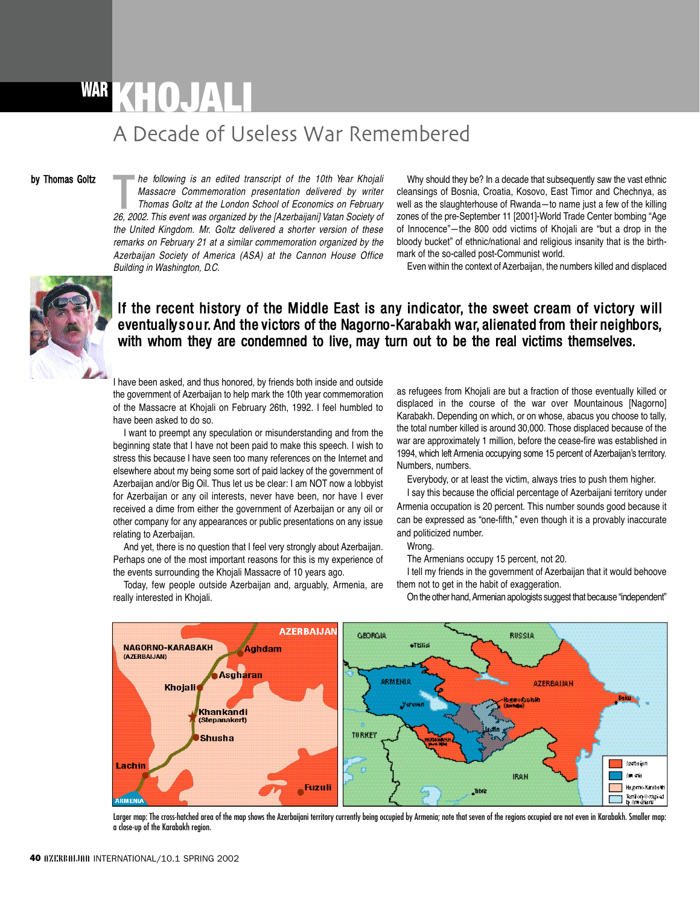WAR

# KHOJALI

## A Decade of Useless War Remembered

**by Thomas Goltz**

*The following is an edited transcript of the 10th Year Khojali Massacre Commemoration presentation delivered by writer Thomas Goltz at the London School of Economics on February 26, 2002. This event was organized by the [Azerbaijani] Vatan Society of the United Kingdom. Mr. Goltz delivered a shorter version of these remarks on February 21 at a similar commemoration organized by the Azerbaijan Society of America (ASA) at the Cannon House Office Building in Washington, D.C.*

**If the recent history of the Middle East is any indicator, the sweet cream of victory will eventually sour. And the victors of the Nagorno-Karabakh war, alienated from their neighbors, with whom they are condemned to live, may turn out to be the real victims themselves.**

I have been asked, and thus honored, by friends both inside and outside the government of Azerbaijan to help mark the 10th year commemoration of the Massacre at Khojali on February 26th, 1992. I feel humbled to have been asked to do so.

I want to preempt any speculation or misunderstanding and from the beginning state that I have not been paid to make this speech. I wish to stress this because I have seen too many references on the Internet and elsewhere about my being some sort of paid lackey of the government of Azerbaijan and/or Big Oil. Thus let us be clear: I am NOT now a lobbyist for Azerbaijan or any oil interests, never have been, nor have I ever received a dime from either the government of Azerbaijan or any oil or other company for any appearances or public presentations on any issue relating to Azerbaijan.

And yet, there is no question that I feel very strongly about Azerbaijan. Perhaps one of the most important reasons for this is my experience of the events surrounding the Khojali Massacre of 10 years ago.

Today, few people outside Azerbaijan and, arguably, Armenia, are really interested in Khojali.

Why should they be? In a decade that subsequently saw the vast ethnic cleansings of Bosnia, Croatia, Kosovo, East Timor and Chechnya, as well as the slaughterhouse of Rwanda—to name just a few of the killing zones of the pre-September 11 [2001]-World Trade Center bombing "Age of Innocence"—the 800 odd victims of Khojali are "but a drop in the bloody bucket" of ethnic/national and religious insanity that is the birthmark of the so-called post-Communist world.

Even within the context of Azerbaijan, the numbers killed and displaced as refugees from Khojali are but a fraction of those eventually killed or displaced in the course of the war over Mountainous [Nagorno] Karabakh. Depending on which, or on whose, abacus you choose to tally, the total number killed is around 30,000. Those displaced because of the war are approximately 1 million, before the cease-fire was established in 1994, which left Armenia occupying some 15 percent of Azerbaijan's territory. Numbers, numbers.

Everybody, or at least the victim, always tries to push them higher.

I say this because the official percentage of Azerbaijani territory under Armenia occupation is 20 percent. This number sounds good because it can be expressed as "one-fifth," even though it is a provably inaccurate and politicized number.

Wrong.

The Armenians occupy 15 percent, not 20.

I tell my friends in the government of Azerbaijan that it would behoove them not to get in the habit of exaggeration.

On the other hand, Armenian apologists suggest that because "independent"

Larger map: The cross-hatched area of the map shows the Azerbaijani territory currently being occupied by Armenia; note that seven of the regions occupied are not even in Karabakh. Smaller map: a close-up of the Karabakh region.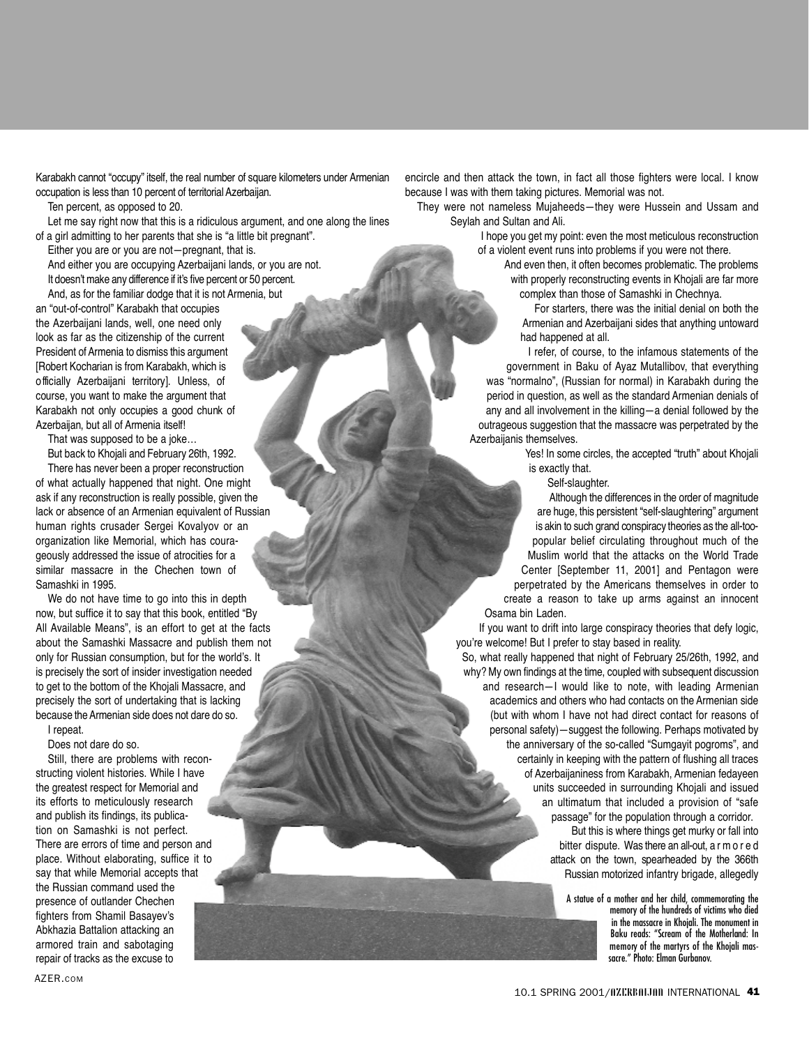Karabakh cannot "occupy" itself, the real number of square kilometers under Armenian occupation is less than 10 percent of territorial Azerbaijan.

Ten percent, as opposed to 20.

Let me say right now that this is a ridiculous argument, and one along the lines of a girl admitting to her parents that she is "a little bit pregnant".

Either you are or you are not—pregnant, that is.

And either you are occupying Azerbaijani lands, or you are not.

It doesn't make any difference if it's five percent or 50 percent.

And, as for the familiar dodge that it is not Armenia, but an "out-of-control" Karabakh that occupies the Azerbaijani lands, well, one need only look as far as the citizenship of the current President of Armenia to dismiss this argument [Robert Kocharian is from Karabakh, which is officially Azerbaijani territory]. Unless, of course, you want to make the argument that Karabakh not only occupies a good chunk of Azerbaijan, but all of Armenia itself!

That was supposed to be a joke…

But back to Khojali and February 26th, 1992.

There has never been a proper reconstruction of what actually happened that night. One might ask if any reconstruction is really possible, given the lack or absence of an Armenian equivalent of Russian human rights crusader Sergei Kovalyov or an organization like Memorial, which has courageously addressed the issue of atrocities for a similar massacre in the Chechen town of Samashki in 1995.

We do not have time to go into this in depth now, but suffice it to say that this book, entitled "By All Available Means", is an effort to get at the facts about the Samashki Massacre and publish them not only for Russian consumption, but for the world's. It is precisely the sort of insider investigation needed to get to the bottom of the Khojali Massacre, and precisely the sort of undertaking that is lacking because the Armenian side does not dare do so.

I repeat.

Does not dare do so.

Still, there are problems with reconstructing violent histories. While I have the greatest respect for Memorial and its efforts to meticulously research and publish its findings, its publication on Samashki is not perfect. There are errors of time and person and place. Without elaborating, suffice it to say that while Memorial accepts that the Russian command used the presence of outlander Chechen fighters from Shamil Basayev's Abkhazia Battalion attacking an armored train and sabotaging repair of tracks as the excuse to encircle and then attack the town, in fact all those fighters were local. I know because I was with them taking pictures. Memorial was not.

They were not nameless Mujaheeds—they were Hussein and Ussam and Seylah and Sultan and Ali.

I hope you get my point: even the most meticulous reconstruction of a violent event runs into problems if you were not there.

And even then, it often becomes problematic. The problems with properly reconstructing events in Khojali are far more complex than those of Samashki in Chechnya.

For starters, there was the initial denial on both the Armenian and Azerbaijani sides that anything untoward had happened at all.

I refer, of course, to the infamous statements of the government in Baku of Ayaz Mutallibov, that everything was "normalno", (Russian for normal) in Karabakh during the period in question, as well as the standard Armenian denials of any and all involvement in the killing—a denial followed by the outrageous suggestion that the massacre was perpetrated by the Azerbaijanis themselves.

Yes! In some circles, the accepted "truth" about Khojali is exactly that.

Self-slaughter.

Although the differences in the order of magnitude are huge, this persistent "self-slaughtering" argument is akin to such grand conspiracy theories as the all-too-popular belief circulating throughout much of the Muslim world that the attacks on the World Trade Center [September 11, 2001] and Pentagon were perpetrated by the Americans themselves in order to create a reason to take up arms against an innocent Osama bin Laden.

If you want to drift into large conspiracy theories that defy logic, you're welcome! But I prefer to stay based in reality.

So, what really happened that night of February 25/26th, 1992, and why? My own findings at the time, coupled with subsequent discussion and research—I would like to note, with leading Armenian academics and others who had contacts on the Armenian side (but with whom I have not had direct contact for reasons of personal safety)—suggest the following. Perhaps motivated by the anniversary of the so-called "Sumgayit pogroms", and certainly in keeping with the pattern of flushing all traces of Azerbaijaniness from Karabakh, Armenian fedayeen units succeeded in surrounding Khojali and issued an ultimatum that included a provision of "safe passage" for the population through a corridor.

But this is where things get murky or fall into bitter dispute. Was there an all-out, armored attack on the town, spearheaded by the 366th Russian motorized infantry brigade, allegedly

A statue of a mother and her child, commemorating the memory of the hundreds of victims who died in the massacre in Khojali. The monument in Baku reads: "Scream of the Motherland: In memory of the martyrs of the Khojali massacre." Photo: Elman Gurbanov.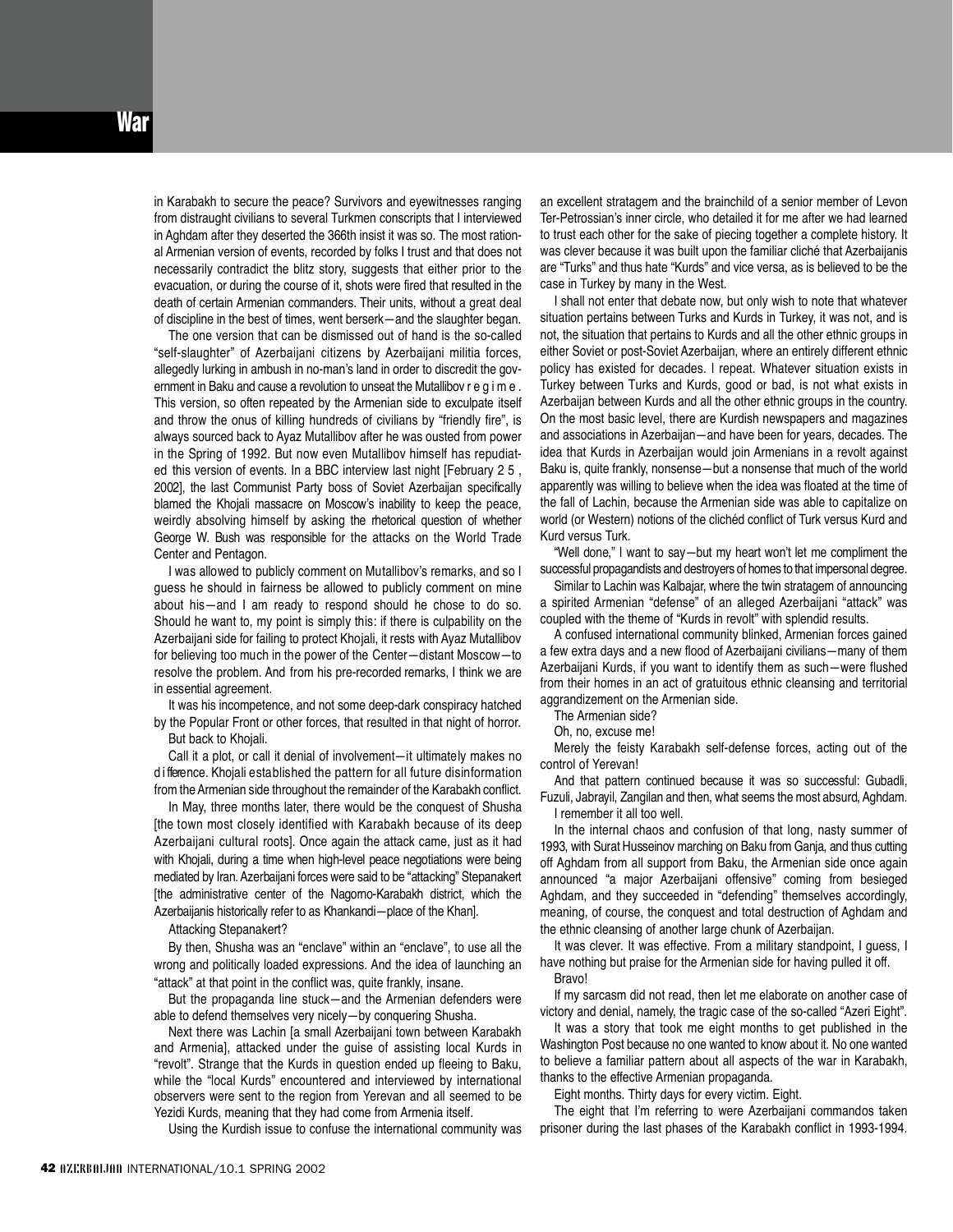in Karabakh to secure the peace? Survivors and eyewitnesses ranging from distraught civilians to several Turkmen conscripts that I interviewed in Aghdam after they deserted the 366th insist it was so. The most rational Armenian version of events, recorded by folks I trust and that does not necessarily contradict the blitz story, suggests that either prior to the evacuation, or during the course of it, shots were fired that resulted in the death of certain Armenian commanders. Their units, without a great deal of discipline in the best of times, went berserk—and the slaughter began.

The one version that can be dismissed out of hand is the so-called "self-slaughter" of Azerbaijani citizens by Azerbaijani militia forces, allegedly lurking in ambush in no-man's land in order to discredit the government in Baku and cause a revolution to unseat the Mutallibov regime. This version, so often repeated by the Armenian side to exculpate itself and throw the onus of killing hundreds of civilians by "friendly fire", is always sourced back to Ayaz Mutallibov after he was ousted from power in the Spring of 1992. But now even Mutallibov himself has repudiated this version of events. In a BBC interview last night [February 25, 2002], the last Communist Party boss of Soviet Azerbaijan specifically blamed the Khojali massacre on Moscow's inability to keep the peace, weirdly absolving himself by asking the rhetorical question of whether George W. Bush was responsible for the attacks on the World Trade Center and Pentagon.

I was allowed to publicly comment on Mutallibov's remarks, and so I guess he should in fairness be allowed to publicly comment on mine about his—and I am ready to respond should he chose to do so. Should he want to, my point is simply this: if there is culpability on the Azerbaijani side for failing to protect Khojali, it rests with Ayaz Mutallibov for believing too much in the power of the Center—distant Moscow—to resolve the problem. And from his pre-recorded remarks, I think we are in essential agreement.

It was his incompetence, and not some deep-dark conspiracy hatched by the Popular Front or other forces, that resulted in that night of horror.

But back to Khojali.

Call it a plot, or call it denial of involvement—it ultimately makes no difference. Khojali established the pattern for all future disinformation from the Armenian side throughout the remainder of the Karabakh conflict.

In May, three months later, there would be the conquest of Shusha [the town most closely identified with Karabakh because of its deep Azerbaijani cultural roots]. Once again the attack came, just as it had with Khojali, during a time when high-level peace negotiations were being mediated by Iran. Azerbaijani forces were said to be "attacking" Stepanakert [the administrative center of the Nagorno-Karabakh district, which the Azerbaijanis historically refer to as Khankandi—place of the Khan].

Attacking Stepanakert?

By then, Shusha was an "enclave" within an "enclave", to use all the wrong and politically loaded expressions. And the idea of launching an "attack" at that point in the conflict was, quite frankly, insane.

But the propaganda line stuck—and the Armenian defenders were able to defend themselves very nicely—by conquering Shusha.

Next there was Lachin [a small Azerbaijani town between Karabakh and Armenia], attacked under the guise of assisting local Kurds in "revolt". Strange that the Kurds in question ended up fleeing to Baku, while the "local Kurds" encountered and interviewed by international observers were sent to the region from Yerevan and all seemed to be Yezidi Kurds, meaning that they had come from Armenia itself.

Using the Kurdish issue to confuse the international community was an excellent stratagem and the brainchild of a senior member of Levon Ter-Petrossian's inner circle, who detailed it for me after we had learned to trust each other for the sake of piecing together a complete history. It was clever because it was built upon the familiar cliché that Azerbaijanis are "Turks" and thus hate "Kurds" and vice versa, as is believed to be the case in Turkey by many in the West.

I shall not enter that debate now, but only wish to note that whatever situation pertains between Turks and Kurds in Turkey, it was not, and is not, the situation that pertains to Kurds and all the other ethnic groups in either Soviet or post-Soviet Azerbaijan, where an entirely different ethnic policy has existed for decades. I repeat. Whatever situation exists in Turkey between Turks and Kurds, good or bad, is not what exists in Azerbaijan between Kurds and all the other ethnic groups in the country. On the most basic level, there are Kurdish newspapers and magazines and associations in Azerbaijan—and have been for years, decades. The idea that Kurds in Azerbaijan would join Armenians in a revolt against Baku is, quite frankly, nonsense—but a nonsense that much of the world apparently was willing to believe when the idea was floated at the time of the fall of Lachin, because the Armenian side was able to capitalize on world (or Western) notions of the clichéd conflict of Turk versus Kurd and Kurd versus Turk.

"Well done," I want to say—but my heart won't let me compliment the successful propagandists and destroyers of homes to that impersonal degree.

Similar to Lachin was Kalbajar, where the twin stratagem of announcing a spirited Armenian "defense" of an alleged Azerbaijani "attack" was coupled with the theme of "Kurds in revolt" with splendid results.

A confused international community blinked, Armenian forces gained a few extra days and a new flood of Azerbaijani civilians—many of them Azerbaijani Kurds, if you want to identify them as such—were flushed from their homes in an act of gratuitous ethnic cleansing and territorial aggrandizement on the Armenian side.

The Armenian side?

Oh, no, excuse me!

Merely the feisty Karabakh self-defense forces, acting out of the control of Yerevan!

And that pattern continued because it was so successful: Gubadli, Fuzuli, Jabrayil, Zangilan and then, what seems the most absurd, Aghdam.

I remember it all too well.

In the internal chaos and confusion of that long, nasty summer of 1993, with Surat Husseinov marching on Baku from Ganja, and thus cutting off Aghdam from all support from Baku, the Armenian side once again announced "a major Azerbaijani offensive" coming from besieged Aghdam, and they succeeded in "defending" themselves accordingly, meaning, of course, the conquest and total destruction of Aghdam and the ethnic cleansing of another large chunk of Azerbaijan.

It was clever. It was effective. From a military standpoint, I guess, I have nothing but praise for the Armenian side for having pulled it off.

Bravo!

If my sarcasm did not read, then let me elaborate on another case of victory and denial, namely, the tragic case of the so-called "Azeri Eight".

It was a story that took me eight months to get published in the Washington Post because no one wanted to know about it. No one wanted to believe a familiar pattern about all aspects of the war in Karabakh, thanks to the effective Armenian propaganda.

Eight months. Thirty days for every victim. Eight.

The eight that I'm referring to were Azerbaijani commandos taken prisoner during the last phases of the Karabakh conflict in 1993-1994.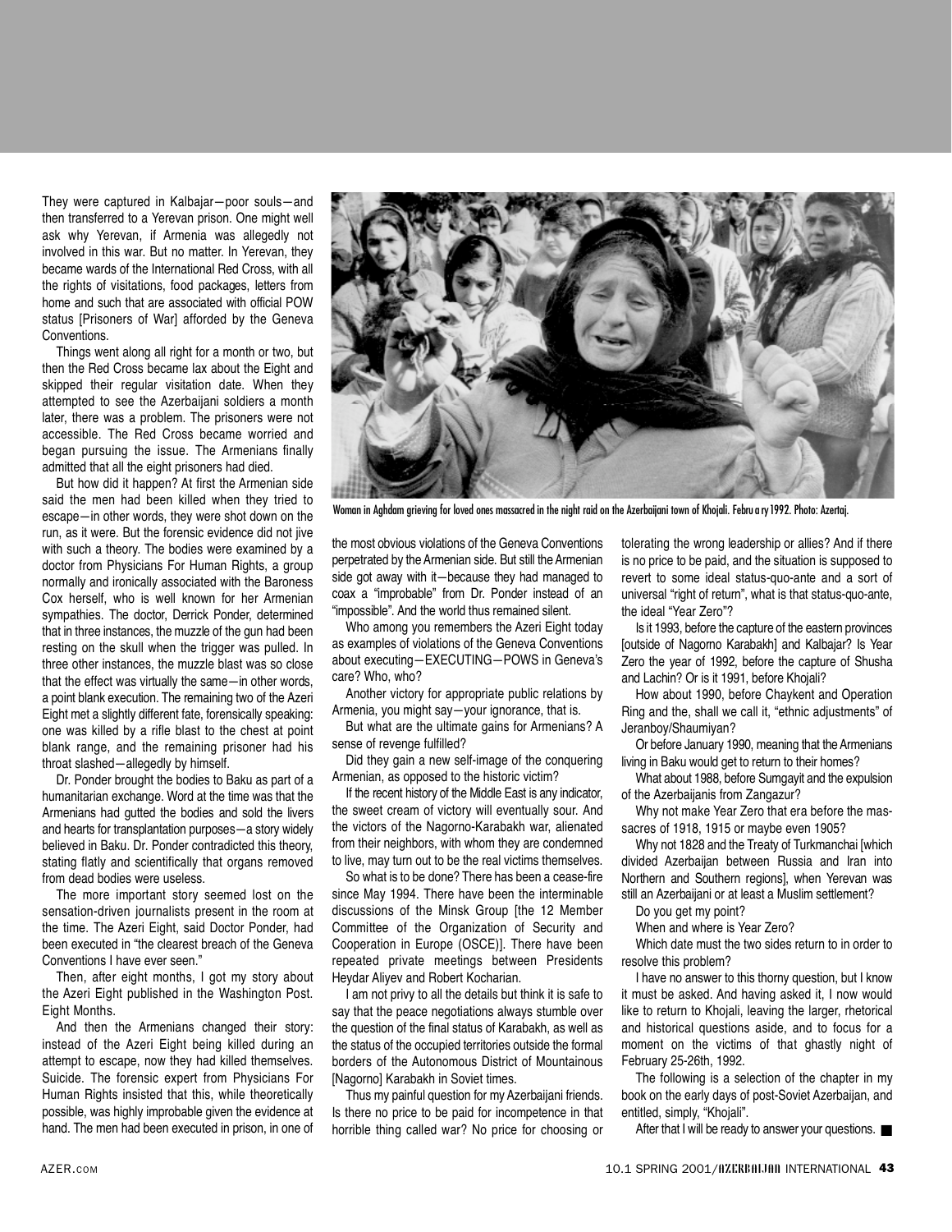They were captured in Kalbajar—poor souls—and then transferred to a Yerevan prison. One might well ask why Yerevan, if Armenia was allegedly not involved in this war. But no matter. In Yerevan, they became wards of the International Red Cross, with all the rights of visitations, food packages, letters from home and such that are associated with official POW status [Prisoners of War] afforded by the Geneva Conventions.

Things went along all right for a month or two, but then the Red Cross became lax about the Eight and skipped their regular visitation date. When they attempted to see the Azerbaijani soldiers a month later, there was a problem. The prisoners were not accessible. The Red Cross became worried and began pursuing the issue. The Armenians finally admitted that all the eight prisoners had died.

But how did it happen? At first the Armenian side said the men had been killed when they tried to escape—in other words, they were shot down on the run, as it were. But the forensic evidence did not jive with such a theory. The bodies were examined by a doctor from Physicians For Human Rights, a group normally and ironically associated with the Baroness Cox herself, who is well known for her Armenian sympathies. The doctor, Derrick Ponder, determined that in three instances, the muzzle of the gun had been resting on the skull when the trigger was pulled. In three other instances, the muzzle blast was so close that the effect was virtually the same—in other words, a point blank execution. The remaining two of the Azeri Eight met a slightly different fate, forensically speaking: one was killed by a rifle blast to the chest at point blank range, and the remaining prisoner had his throat slashed—allegedly by himself.

Dr. Ponder brought the bodies to Baku as part of a humanitarian exchange. Word at the time was that the Armenians had gutted the bodies and sold the livers and hearts for transplantation purposes—a story widely believed in Baku. Dr. Ponder contradicted this theory, stating flatly and scientifically that organs removed from dead bodies were useless.

The more important story seemed lost on the sensation-driven journalists present in the room at the time. The Azeri Eight, said Doctor Ponder, had been executed in "the clearest breach of the Geneva Conventions I have ever seen."

Then, after eight months, I got my story about the Azeri Eight published in the Washington Post. Eight Months.

And then the Armenians changed their story: instead of the Azeri Eight being killed during an attempt to escape, now they had killed themselves. Suicide. The forensic expert from Physicians For Human Rights insisted that this, while theoretically possible, was highly improbable given the evidence at hand. The men had been executed in prison, in one of the most obvious violations of the Geneva Conventions perpetrated by the Armenian side. But still the Armenian side got away with it—because they had managed to coax a "improbable" from Dr. Ponder instead of an "impossible". And the world thus remained silent.

Woman in Aghdam grieving for loved ones massacred in the night raid on the Azerbaijani town of Khojali. February 1992. Photo: Azertaj.

Who among you remembers the Azeri Eight today as examples of violations of the Geneva Conventions about executing—EXECUTING—POWS in Geneva's care? Who, who?

Another victory for appropriate public relations by Armenia, you might say—your ignorance, that is.

But what are the ultimate gains for Armenians? A sense of revenge fulfilled?

Did they gain a new self-image of the conquering Armenian, as opposed to the historic victim?

If the recent history of the Middle East is any indicator, the sweet cream of victory will eventually sour. And the victors of the Nagorno-Karabakh war, alienated from their neighbors, with whom they are condemned to live, may turn out to be the real victims themselves.

So what is to be done? There has been a cease-fire since May 1994. There have been the interminable discussions of the Minsk Group [the 12 Member Committee of the Organization of Security and Cooperation in Europe (OSCE)]. There have been repeated private meetings between Presidents Heydar Aliyev and Robert Kocharian.

I am not privy to all the details but think it is safe to say that the peace negotiations always stumble over the question of the final status of Karabakh, as well as the status of the occupied territories outside the formal borders of the Autonomous District of Mountainous [Nagorno] Karabakh in Soviet times.

Thus my painful question for my Azerbaijani friends. Is there no price to be paid for incompetence in that horrible thing called war? No price for choosing or tolerating the wrong leadership or allies? And if there is no price to be paid, and the situation is supposed to revert to some ideal status-quo-ante and a sort of universal "right of return", what is that status-quo-ante, the ideal "Year Zero"?

Is it 1993, before the capture of the eastern provinces [outside of Nagorno Karabakh] and Kalbajar? Is Year Zero the year of 1992, before the capture of Shusha and Lachin? Or is it 1991, before Khojali?

How about 1990, before Chaykent and Operation Ring and the, shall we call it, "ethnic adjustments" of Jeranboy/Shaumiyan?

Or before January 1990, meaning that the Armenians living in Baku would get to return to their homes?

What about 1988, before Sumgayit and the expulsion of the Azerbaijanis from Zangazur?

Why not make Year Zero that era before the massacres of 1918, 1915 or maybe even 1905?

Why not 1828 and the Treaty of Turkmanchai [which divided Azerbaijan between Russia and Iran into Northern and Southern regions], when Yerevan was still an Azerbaijani or at least a Muslim settlement?

Do you get my point?

When and where is Year Zero?

Which date must the two sides return to in order to resolve this problem?

I have no answer to this thorny question, but I know it must be asked. And having asked it, I now would like to return to Khojali, leaving the larger, rhetorical and historical questions aside, and to focus for a moment on the victims of that ghastly night of February 25-26th, 1992.

The following is a selection of the chapter in my book on the early days of post-Soviet Azerbaijan, and entitled, simply, "Khojali".

After that I will be ready to answer your questions. ■